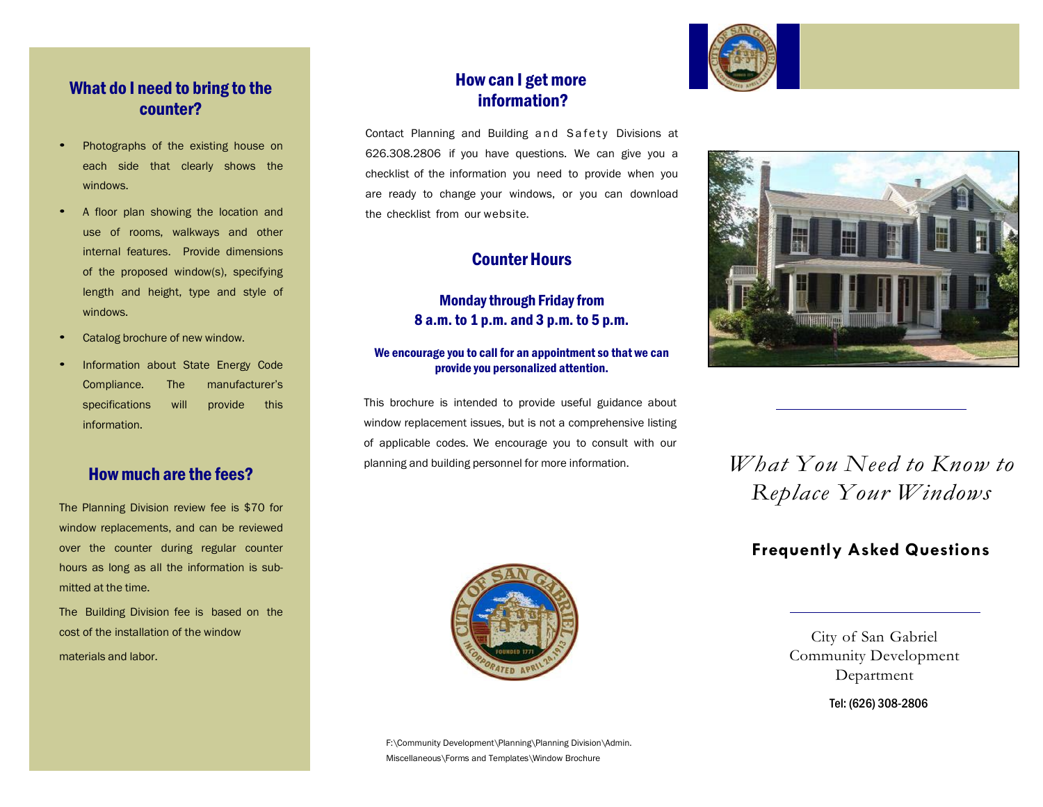## What do I need to bring to the counter?

- Photographs of the existing house on each side that clearly shows the windows.
- A floor plan showing the location and use of rooms, walkways and other internal features. Provide dimensions of the proposed window(s), specifying length and height, type and style of windows.
- Catalog brochure of new window.
- Information about State Energy Code Compliance. The manufacturer's specifications will provide this information.

## How much are the fees?

The Planning Division review fee is $70 for window replacements, and can be reviewed over the counter during regular counter hours as long as all the information is submitted at the time.

The Building Division fee is based on the cost of the installation of the window materials and labor.

## How can I get more information?

Contact Planning and Building and Safety Divisions at 626.308.2806 if you have questions. We can give you a checklist of the information you need to provide when you are ready to change your windows, or you can download the checklist from our website.

## Counter Hours

### Monday through Friday from 8 a.m. to 1 p.m. and 3 p.m. to 5 p.m.

**We encourage you to call for an appointment so that we can provide you personalized attention.**

This brochure is intended to provide useful guidance about window replacement issues, but is not a comprehensive listing of applicable codes. We encourage you to consult with our planning and building personnel for more information.

F:\Community Development\Planning\Planning Division\Admin. Miscellaneous\Forms and Templates\Window Brochure

# *What You Need to Know to Replace Your Windows*

**Frequently Asked Questions**

City of San Gabriel
Community Development Department

Tel: (626) 308-2806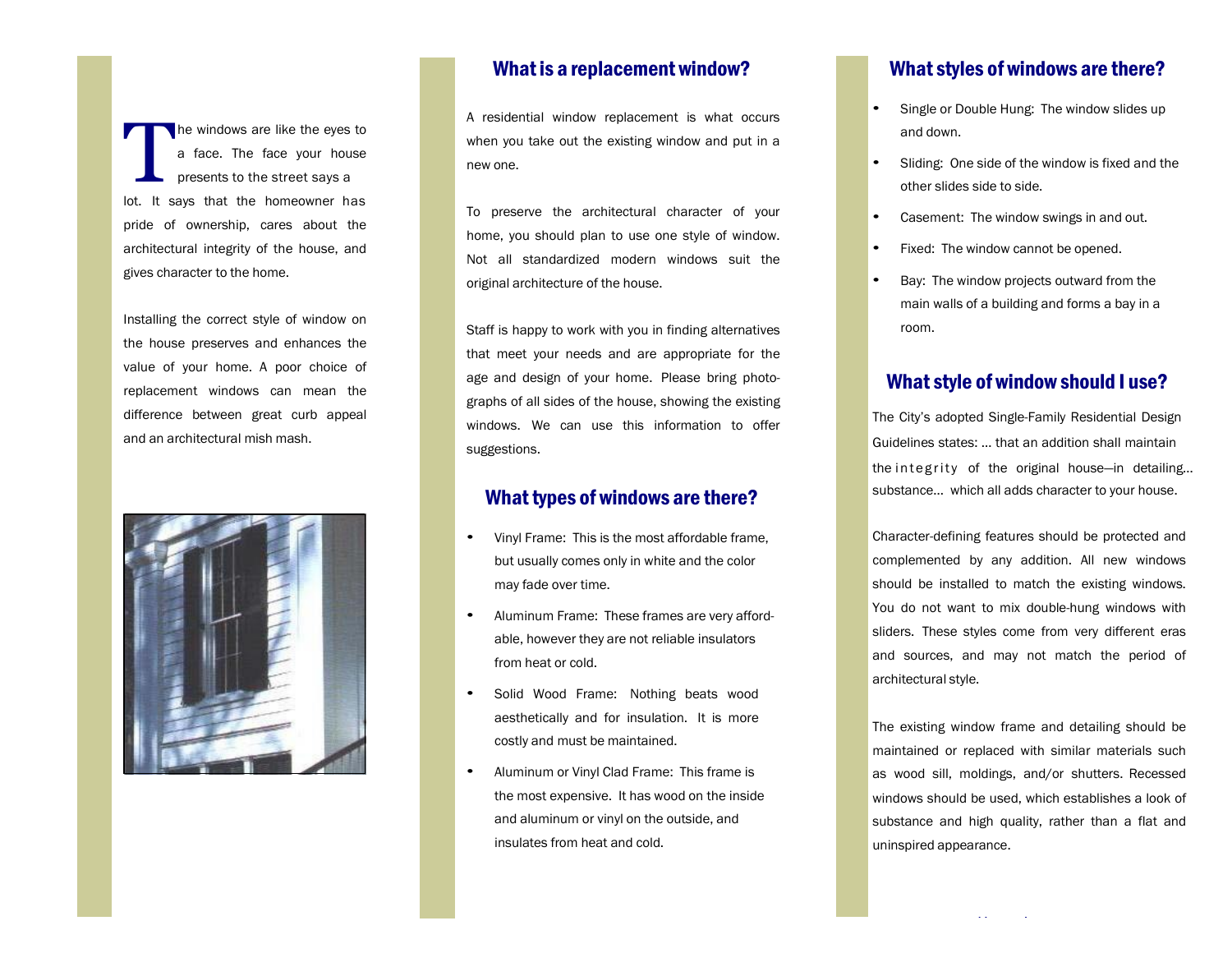The windows are like the eyes to a face. The face your house presents to the street says a lot. It says that the homeowner has pride of ownership, cares about the architectural integrity of the house, and gives character to the home.

Installing the correct style of window on the house preserves and enhances the value of your home. A poor choice of replacement windows can mean the difference between great curb appeal and an architectural mish mash.

## What is a replacement window?

A residential window replacement is what occurs when you take out the existing window and put in a new one.

To preserve the architectural character of your home, you should plan to use one style of window. Not all standardized modern windows suit the original architecture of the house.

Staff is happy to work with you in finding alternatives that meet your needs and are appropriate for the age and design of your home. Please bring photographs of all sides of the house, showing the existing windows. We can use this information to offer suggestions.

## What types of windows are there?

- Vinyl Frame: This is the most affordable frame, but usually comes only in white and the color may fade over time.
- Aluminum Frame: These frames are very affordable, however they are not reliable insulators from heat or cold.
- Solid Wood Frame: Nothing beats wood aesthetically and for insulation. It is more costly and must be maintained.
- Aluminum or Vinyl Clad Frame: This frame is the most expensive. It has wood on the inside and aluminum or vinyl on the outside, and insulates from heat and cold.

## What styles of windows are there?

- Single or Double Hung: The window slides up and down.
- Sliding: One side of the window is fixed and the other slides side to side.
- Casement: The window swings in and out.
- Fixed: The window cannot be opened.
- Bay: The window projects outward from the main walls of a building and forms a bay in a room.

## What style of window should I use?

The City's adopted Single-Family Residential Design Guidelines states: ... that an addition shall maintain the integrity of the original house—in detailing... substance... which all adds character to your house.

Character-defining features should be protected and complemented by any addition. All new windows should be installed to match the existing windows. You do not want to mix double-hung windows with sliders. These styles come from very different eras and sources, and may not match the period of architectural style.

The existing window frame and detailing should be maintained or replaced with similar materials such as wood sill, moldings, and/or shutters. Recessed windows should be used, which establishes a look of substance and high quality, rather than a flat and uninspired appearance.